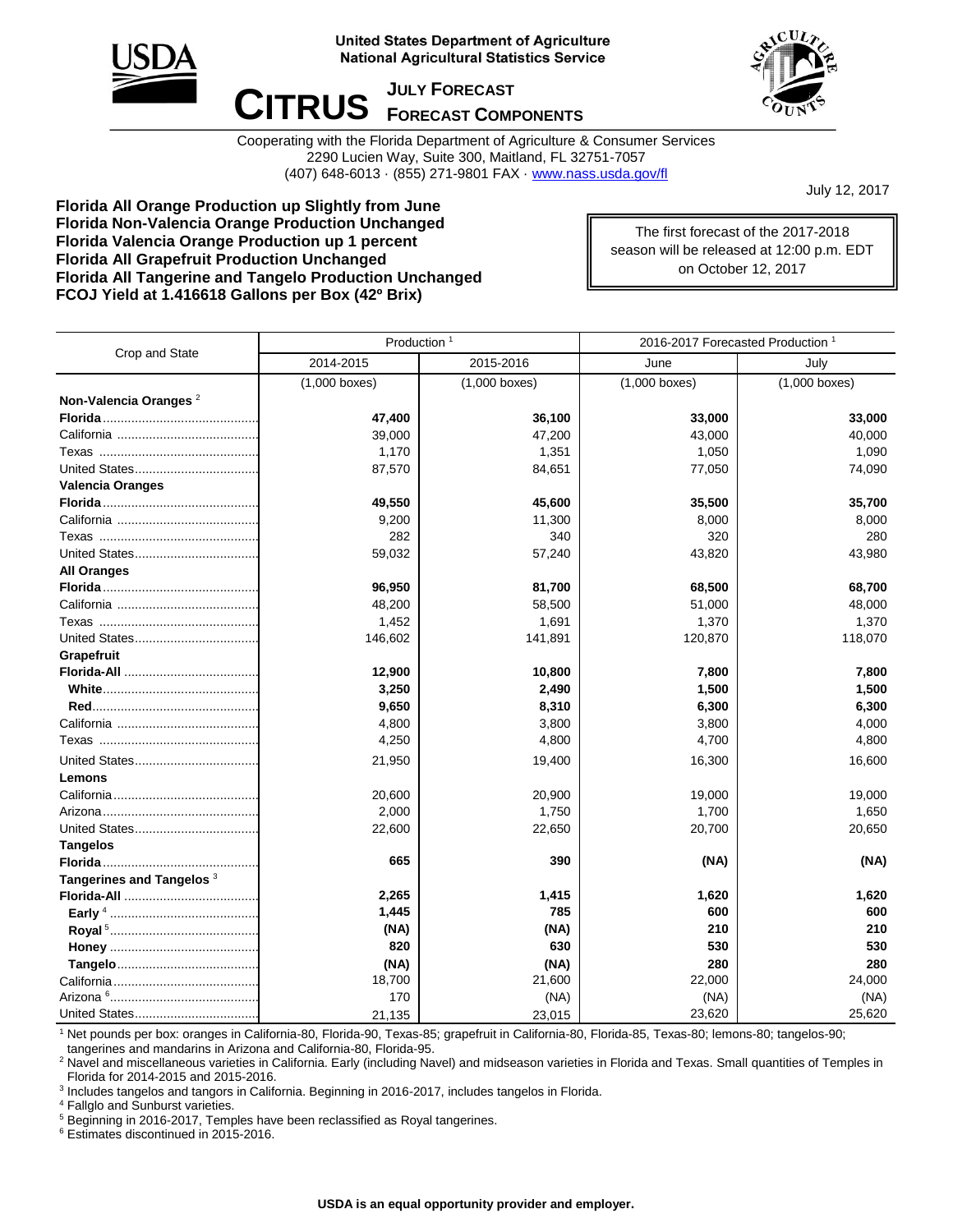United States Department of Agriculture
National Agricultural Statistics Service

# CITRUS

## JULY FORECAST
## FORECAST COMPONENTS

Cooperating with the Florida Department of Agriculture & Consumer Services
2290 Lucien Way, Suite 300, Maitland, FL 32751-7057
(407) 648-6013 · (855) 271-9801 FAX · www.nass.usda.gov/fl

July 12, 2017

**Florida All Orange Production up Slightly from June**
**Florida Non-Valencia Orange Production Unchanged**
**Florida Valencia Orange Production up 1 percent**
**Florida All Grapefruit Production Unchanged**
**Florida All Tangerine and Tangelo Production Unchanged**
**FCOJ Yield at 1.416618 Gallons per Box (42º Brix)**

The first forecast of the 2017-2018 season will be released at 12:00 p.m. EDT on October 12, 2017

| Crop and State | Production [1] | | 2016-2017 Forecasted Production [1] | |
|---|---|---|---|---|
| | 2014-2015 | 2015-2016 | June | July |
| | (1,000 boxes) | (1,000 boxes) | (1,000 boxes) | (1,000 boxes) |
| **Non-Valencia Oranges** [2] | | | | |
| **Florida** | **47,400** | **36,100** | **33,000** | **33,000** |
| California | 39,000 | 47,200 | 43,000 | 40,000 |
| Texas | 1,170 | 1,351 | 1,050 | 1,090 |
| United States | 87,570 | 84,651 | 77,050 | 74,090 |
| **Valencia Oranges** | | | | |
| **Florida** | **49,550** | **45,600** | **35,500** | **35,700** |
| California | 9,200 | 11,300 | 8,000 | 8,000 |
| Texas | 282 | 340 | 320 | 280 |
| United States | 59,032 | 57,240 | 43,820 | 43,980 |
| **All Oranges** | | | | |
| **Florida** | **96,950** | **81,700** | **68,500** | **68,700** |
| California | 48,200 | 58,500 | 51,000 | 48,000 |
| Texas | 1,452 | 1,691 | 1,370 | 1,370 |
| United States | 146,602 | 141,891 | 120,870 | 118,070 |
| **Grapefruit** | | | | |
| **Florida-All** | **12,900** | **10,800** | **7,800** | **7,800** |
| **White** | **3,250** | **2,490** | **1,500** | **1,500** |
| **Red** | **9,650** | **8,310** | **6,300** | **6,300** |
| California | 4,800 | 3,800 | 3,800 | 4,000 |
| Texas | 4,250 | 4,800 | 4,700 | 4,800 |
| United States | 21,950 | 19,400 | 16,300 | 16,600 |
| **Lemons** | | | | |
| California | 20,600 | 20,900 | 19,000 | 19,000 |
| Arizona | 2,000 | 1,750 | 1,700 | 1,650 |
| United States | 22,600 | 22,650 | 20,700 | 20,650 |
| **Tangelos** | | | | |
| **Florida** | **665** | **390** | **(NA)** | **(NA)** |
| **Tangerines and Tangelos** [3] | | | | |
| **Florida-All** | **2,265** | **1,415** | **1,620** | **1,620** |
| **Early** [4] | **1,445** | **785** | **600** | **600** |
| **Royal** [5] | **(NA)** | **(NA)** | **210** | **210** |
| **Honey** | **820** | **630** | **530** | **530** |
| **Tangelo** | **(NA)** | **(NA)** | **280** | **280** |
| California | 18,700 | 21,600 | 22,000 | 24,000 |
| Arizona [6] | 170 | (NA) | (NA) | (NA) |
| United States | 21,135 | 23,015 | 23,620 | 25,620 |

[1] Net pounds per box: oranges in California-80, Florida-90, Texas-85; grapefruit in California-80, Florida-85, Texas-80; lemons-80; tangelos-90; tangerines and mandarins in Arizona and California-80, Florida-95.
[2] Navel and miscellaneous varieties in California. Early (including Navel) and midseason varieties in Florida and Texas. Small quantities of Temples in Florida for 2014-2015 and 2015-2016.
[3] Includes tangelos and tangors in California. Beginning in 2016-2017, includes tangelos in Florida.
[4] Fallglo and Sunburst varieties.
[5] Beginning in 2016-2017, Temples have been reclassified as Royal tangerines.
[6] Estimates discontinued in 2015-2016.

**USDA is an equal opportunity provider and employer.**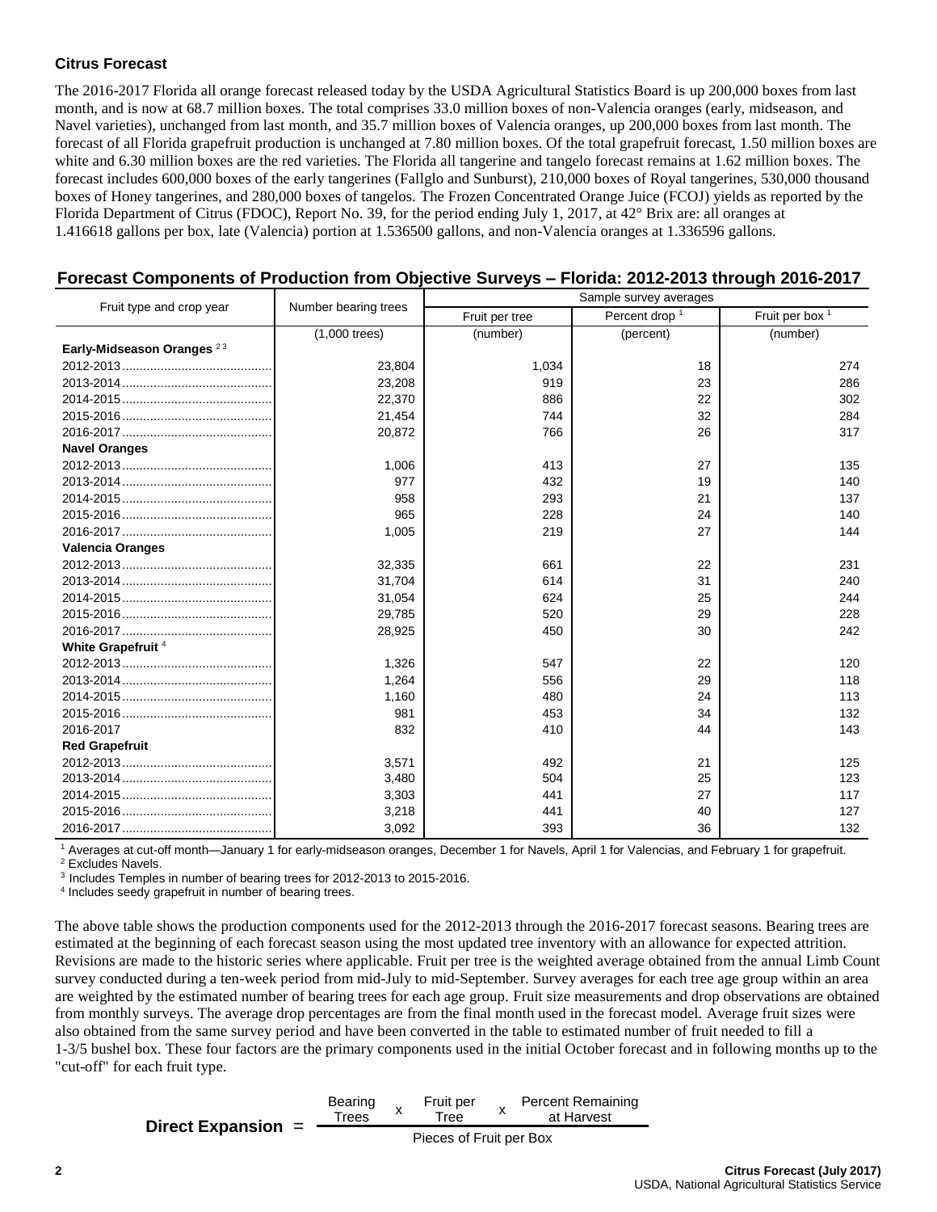### Citrus Forecast

The 2016-2017 Florida all orange forecast released today by the USDA Agricultural Statistics Board is up 200,000 boxes from last month, and is now at 68.7 million boxes. The total comprises 33.0 million boxes of non-Valencia oranges (early, midseason, and Navel varieties), unchanged from last month, and 35.7 million boxes of Valencia oranges, up 200,000 boxes from last month. The forecast of all Florida grapefruit production is unchanged at 7.80 million boxes. Of the total grapefruit forecast, 1.50 million boxes are white and 6.30 million boxes are the red varieties. The Florida all tangerine and tangelo forecast remains at 1.62 million boxes. The forecast includes 600,000 boxes of the early tangerines (Fallglo and Sunburst), 210,000 boxes of Royal tangerines, 530,000 thousand boxes of Honey tangerines, and 280,000 boxes of tangelos. The Frozen Concentrated Orange Juice (FCOJ) yields as reported by the Florida Department of Citrus (FDOC), Report No. 39, for the period ending July 1, 2017, at 42° Brix are: all oranges at 1.416618 gallons per box, late (Valencia) portion at 1.536500 gallons, and non-Valencia oranges at 1.336596 gallons.

## Forecast Components of Production from Objective Surveys – Florida: 2012-2013 through 2016-2017

| Fruit type and crop year | Number bearing trees | Sample survey averages | | |
|---|---|---|---|---|
| | | Fruit per tree | Percent drop [1] | Fruit per box [1] |
| | (1,000 trees) | (number) | (percent) | (number) |
| **Early-Midseason Oranges** [2 3] | | | | |
| 2012-2013 | 23,804 | 1,034 | 18 | 274 |
| 2013-2014 | 23,208 | 919 | 23 | 286 |
| 2014-2015 | 22,370 | 886 | 22 | 302 |
| 2015-2016 | 21,454 | 744 | 32 | 284 |
| 2016-2017 | 20,872 | 766 | 26 | 317 |
| **Navel Oranges** | | | | |
| 2012-2013 | 1,006 | 413 | 27 | 135 |
| 2013-2014 | 977 | 432 | 19 | 140 |
| 2014-2015 | 958 | 293 | 21 | 137 |
| 2015-2016 | 965 | 228 | 24 | 140 |
| 2016-2017 | 1,005 | 219 | 27 | 144 |
| **Valencia Oranges** | | | | |
| 2012-2013 | 32,335 | 661 | 22 | 231 |
| 2013-2014 | 31,704 | 614 | 31 | 240 |
| 2014-2015 | 31,054 | 624 | 25 | 244 |
| 2015-2016 | 29,785 | 520 | 29 | 228 |
| 2016-2017 | 28,925 | 450 | 30 | 242 |
| **White Grapefruit** [4] | | | | |
| 2012-2013 | 1,326 | 547 | 22 | 120 |
| 2013-2014 | 1,264 | 556 | 29 | 118 |
| 2014-2015 | 1,160 | 480 | 24 | 113 |
| 2015-2016 | 981 | 453 | 34 | 132 |
| 2016-2017 | 832 | 410 | 44 | 143 |
| **Red Grapefruit** | | | | |
| 2012-2013 | 3,571 | 492 | 21 | 125 |
| 2013-2014 | 3,480 | 504 | 25 | 123 |
| 2014-2015 | 3,303 | 441 | 27 | 117 |
| 2015-2016 | 3,218 | 441 | 40 | 127 |
| 2016-2017 | 3,092 | 393 | 36 | 132 |

[1] Averages at cut-off month—January 1 for early-midseason oranges, December 1 for Navels, April 1 for Valencias, and February 1 for grapefruit.
[2] Excludes Navels.
[3] Includes Temples in number of bearing trees for 2012-2013 to 2015-2016.
[4] Includes seedy grapefruit in number of bearing trees.

The above table shows the production components used for the 2012-2013 through the 2016-2017 forecast seasons. Bearing trees are estimated at the beginning of each forecast season using the most updated tree inventory with an allowance for expected attrition. Revisions are made to the historic series where applicable. Fruit per tree is the weighted average obtained from the annual Limb Count survey conducted during a ten-week period from mid-July to mid-September. Survey averages for each tree age group within an area are weighted by the estimated number of bearing trees for each age group. Fruit size measurements and drop observations are obtained from monthly surveys. The average drop percentages are from the final month used in the forecast model. Average fruit sizes were also obtained from the same survey period and have been converted in the table to estimated number of fruit needed to fill a 1-3/5 bushel box. These four factors are the primary components used in the initial October forecast and in following months up to the "cut-off" for each fruit type.

$$\textbf{Direct Expansion} = \frac{\text{Bearing Trees} \times \text{Fruit per Tree} \times \text{Percent Remaining at Harvest}}{\text{Pieces of Fruit per Box}}$$